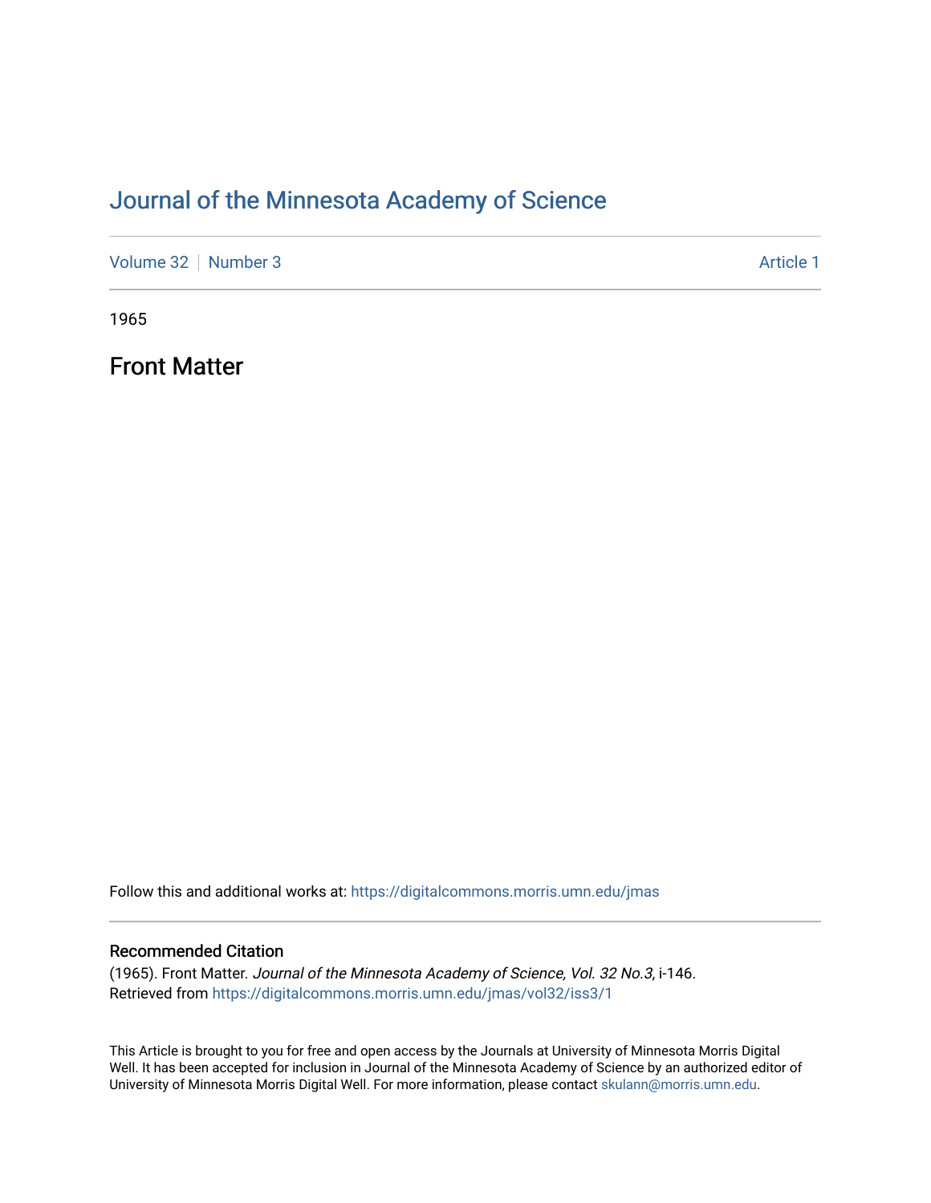# Journal of the Minnesota Academy of Science

Volume 32 | Number 3 — Article 1

1965

## Front Matter

Follow this and additional works at: https://digitalcommons.morris.umn.edu/jmas

### Recommended Citation

(1965). Front Matter. *Journal of the Minnesota Academy of Science, Vol. 32 No.3*, i-146.
Retrieved from https://digitalcommons.morris.umn.edu/jmas/vol32/iss3/1

This Article is brought to you for free and open access by the Journals at University of Minnesota Morris Digital Well. It has been accepted for inclusion in Journal of the Minnesota Academy of Science by an authorized editor of University of Minnesota Morris Digital Well. For more information, please contact skulann@morris.umn.edu.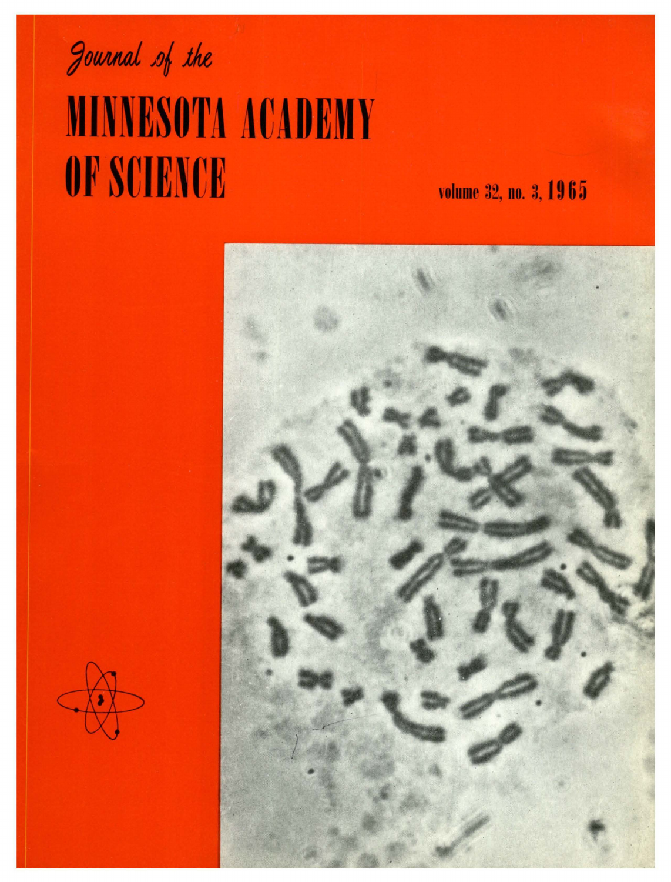*Journal of the*

# MINNESOTA ACADEMY OF SCIENCE

volume 32, no. 3, 1965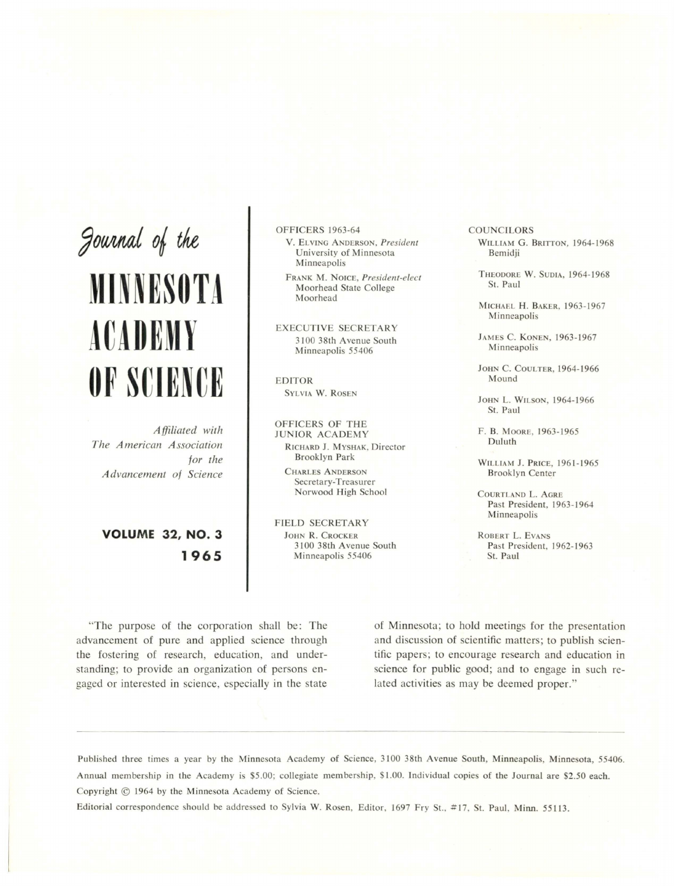# *Journal of the* MINNESOTA ACADEMY OF SCIENCE

*Affiliated with The American Association for the Advancement of Science*

**VOLUME 32, NO. 3**
**1965**

OFFICERS 1963-64

V. ELVING ANDERSON, *President*
University of Minnesota
Minneapolis

FRANK M. NOICE, *President-elect*
Moorhead State College
Moorhead

EXECUTIVE SECRETARY
3100 38th Avenue South
Minneapolis 55406

EDITOR
SYLVIA W. ROSEN

OFFICERS OF THE JUNIOR ACADEMY

RICHARD J. MYSHAK, Director
Brooklyn Park

CHARLES ANDERSON
Secretary-Treasurer
Norwood High School

FIELD SECRETARY
JOHN R. CROCKER
3100 38th Avenue South
Minneapolis 55406

COUNCILORS

WILLIAM G. BRITTON, 1964-1968
Bemidji

THEODORE W. SUDIA, 1964-1968
St. Paul

MICHAEL H. BAKER, 1963-1967
Minneapolis

JAMES C. KONEN, 1963-1967
Minneapolis

JOHN C. COULTER, 1964-1966
Mound

JOHN L. WILSON, 1964-1966
St. Paul

F. B. MOORE, 1963-1965
Duluth

WILLIAM J. PRICE, 1961-1965
Brooklyn Center

COURTLAND L. AGRE
Past President, 1963-1964
Minneapolis

ROBERT L. EVANS
Past President, 1962-1963
St. Paul

"The purpose of the corporation shall be: The advancement of pure and applied science through the fostering of research, education, and understanding; to provide an organization of persons engaged or interested in science, especially in the state of Minnesota; to hold meetings for the presentation and discussion of scientific matters; to publish scientific papers; to encourage research and education in science for public good; and to engage in such related activities as may be deemed proper."

---

Published three times a year by the Minnesota Academy of Science, 3100 38th Avenue South, Minneapolis, Minnesota, 55406. Annual membership in the Academy is $5.00; collegiate membership, $1.00. Individual copies of the Journal are $2.50 each. Copyright © 1964 by the Minnesota Academy of Science.

Editorial correspondence should be addressed to Sylvia W. Rosen, Editor, 1697 Fry St., #17, St. Paul, Minn. 55113.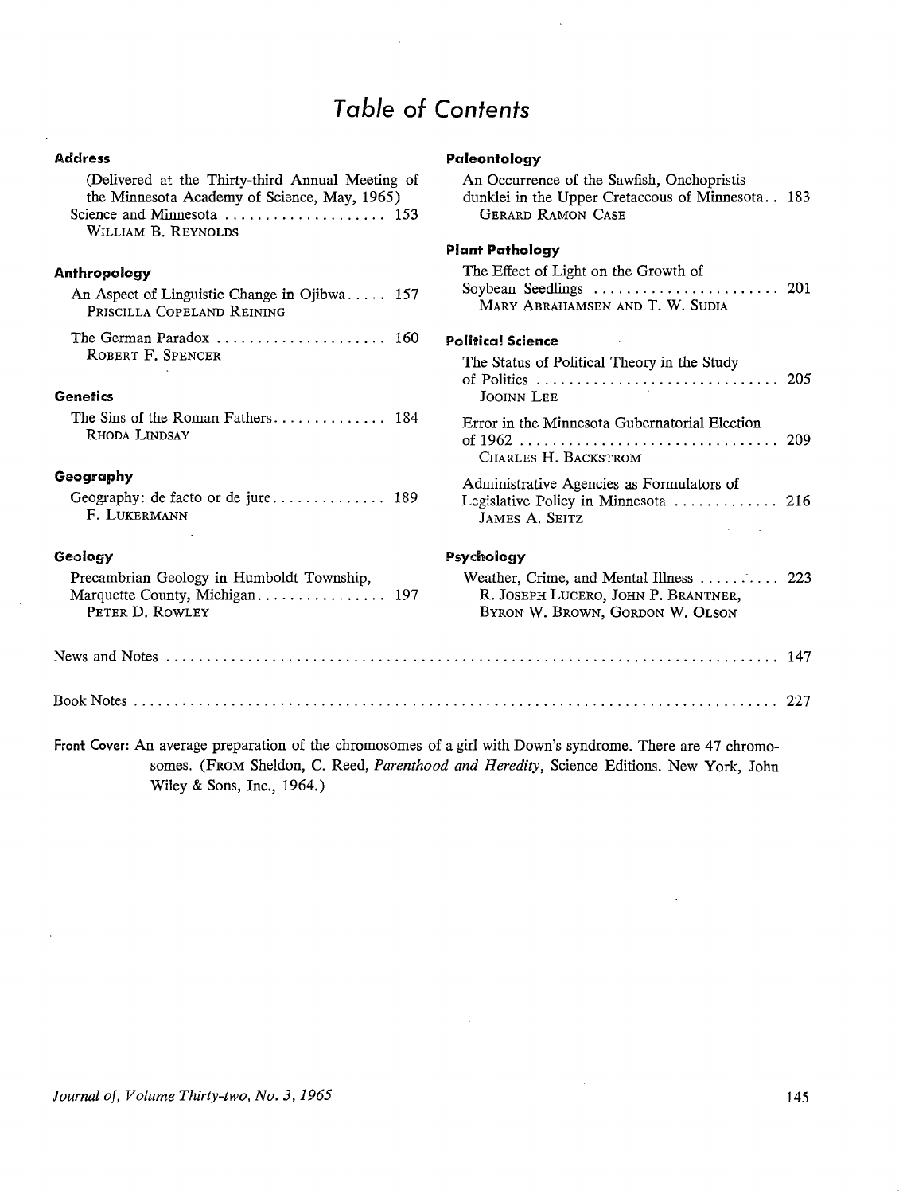# Table of Contents

### Address

(Delivered at the Thirty-third Annual Meeting of the Minnesota Academy of Science, May, 1965)

Science and Minnesota . . . . . . . . . . . . . . . . . . . . 153
WILLIAM B. REYNOLDS

### Anthropology

An Aspect of Linguistic Change in Ojibwa . . . . . 157
PRISCILLA COPELAND REINING

The German Paradox . . . . . . . . . . . . . . . . . . . . . 160
ROBERT F. SPENCER

### Genetics

The Sins of the Roman Fathers . . . . . . . . . . . . . . 184
RHODA LINDSAY

### Geography

Geography: de facto or de jure . . . . . . . . . . . . . . 189
F. LUKERMANN

### Geology

Precambrian Geology in Humboldt Township, Marquette County, Michigan . . . . . . . . . . . . . . . . 197
PETER D. ROWLEY

### Paleontology

An Occurrence of the Sawfish, Onchopristis dunklei in the Upper Cretaceous of Minnesota . . 183
GERARD RAMON CASE

### Plant Pathology

The Effect of Light on the Growth of Soybean Seedlings . . . . . . . . . . . . . . . . . . . . . . . 201
MARY ABRAHAMSEN AND T. W. SUDIA

### Political Science

The Status of Political Theory in the Study of Politics . . . . . . . . . . . . . . . . . . . . . . . . . . . . . . 205
JOOINN LEE

Error in the Minnesota Gubernatorial Election of 1962 . . . . . . . . . . . . . . . . . . . . . . . . . . . . . . . . 209
CHARLES H. BACKSTROM

Administrative Agencies as Formulators of Legislative Policy in Minnesota . . . . . . . . . . . . . 216
JAMES A. SEITZ

### Psychology

Weather, Crime, and Mental Illness . . . . . . . . . . 223
R. JOSEPH LUCERO, JOHN P. BRANTNER, BYRON W. BROWN, GORDON W. OLSON

News and Notes . . . . . . . . . . . . . . . . . . . . . . . . . . . . . . . . . . . . . . . . . . . . . . . . . . . . . . . . . . . . . 147

Book Notes . . . . . . . . . . . . . . . . . . . . . . . . . . . . . . . . . . . . . . . . . . . . . . . . . . . . . . . . . . . . . . . . 227

**Front Cover:** An average preparation of the chromosomes of a girl with Down's syndrome. There are 47 chromosomes. (FROM Sheldon, C. Reed, *Parenthood and Heredity*, Science Editions. New York, John Wiley & Sons, Inc., 1964.)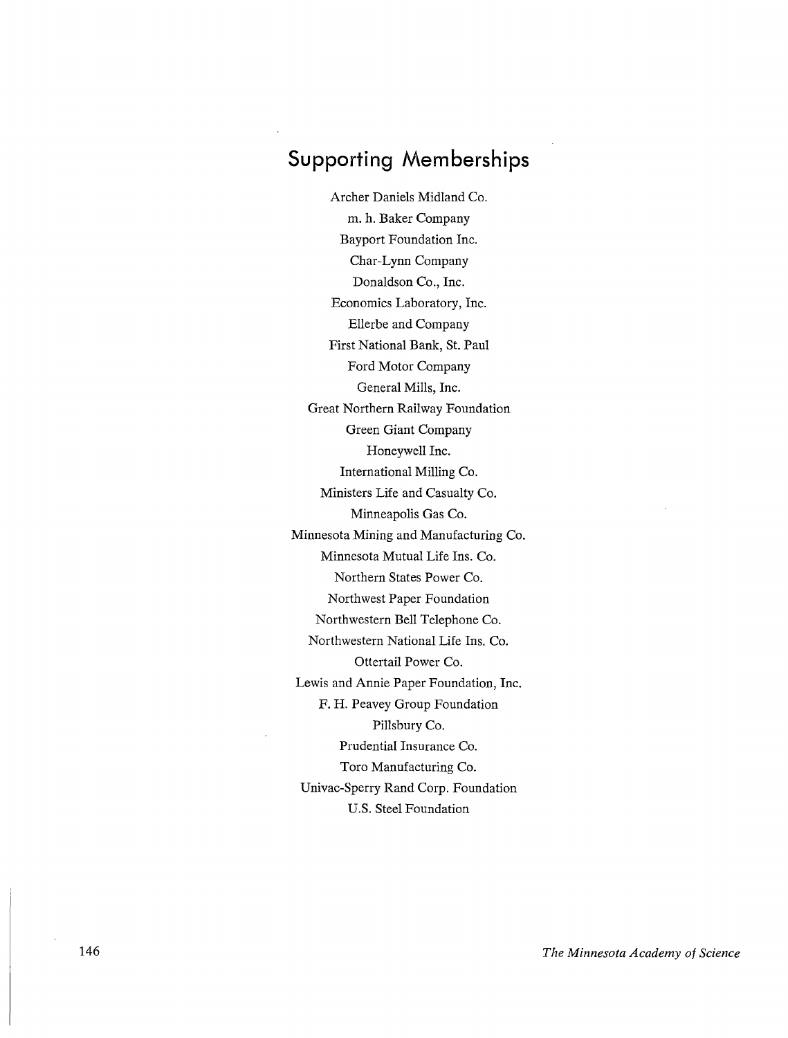## Supporting Memberships

Archer Daniels Midland Co.
m. h. Baker Company
Bayport Foundation Inc.
Char-Lynn Company
Donaldson Co., Inc.
Economics Laboratory, Inc.
Ellerbe and Company
First National Bank, St. Paul
Ford Motor Company
General Mills, Inc.
Great Northern Railway Foundation
Green Giant Company
Honeywell Inc.
International Milling Co.
Ministers Life and Casualty Co.
Minneapolis Gas Co.
Minnesota Mining and Manufacturing Co.
Minnesota Mutual Life Ins. Co.
Northern States Power Co.
Northwest Paper Foundation
Northwestern Bell Telephone Co.
Northwestern National Life Ins. Co.
Ottertail Power Co.
Lewis and Annie Paper Foundation, Inc.
F. H. Peavey Group Foundation
Pillsbury Co.
Prudential Insurance Co.
Toro Manufacturing Co.
Univac-Sperry Rand Corp. Foundation
U.S. Steel Foundation